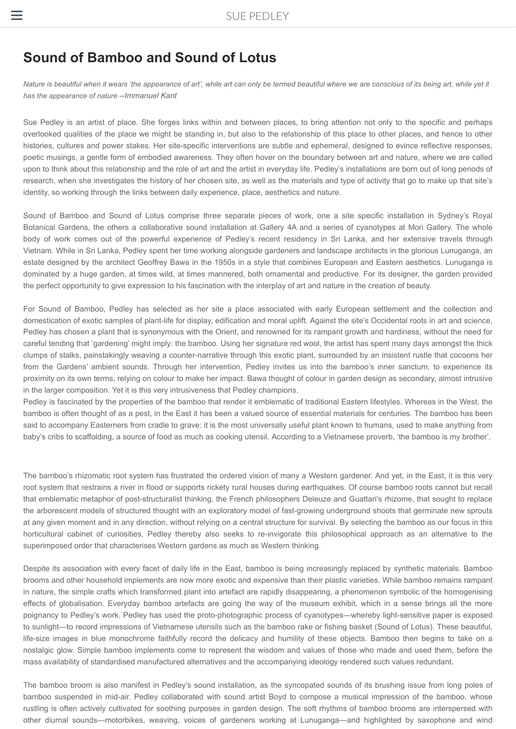# Sound of Bamboo and Sound of Lotus

*Nature is beautiful when it wears 'the appearance of art', while art can only be termed beautiful where we are conscious of its being art, while yet it has the appearance of nature --Immanuel Kant*

Sue Pedley is an artist of place. She forges links within and between places, to bring attention not only to the specific and perhaps overlooked qualities of the place we might be standing in, but also to the relationship of this place to other places, and hence to other histories, cultures and power stakes. Her site-specific interventions are subtle and ephemeral, designed to evince reflective responses, poetic musings, a gentle form of embodied awareness. They often hover on the boundary between art and nature, where we are called upon to think about this relationship and the role of art and the artist in everyday life. Pedley's installations are born out of long periods of research, when she investigates the history of her chosen site, as well as the materials and type of activity that go to make up that site's identity, so working through the links between daily experience, place, aesthetics and nature.

Sound of Bamboo and Sound of Lotus comprise three separate pieces of work, one a site specific installation in Sydney's Royal Botanical Gardens, the others a collaborative sound installation at Gallery 4A and a series of cyanotypes at Mori Gallery. The whole body of work comes out of the powerful experience of Pedley's recent residency in Sri Lanka, and her extensive travels through Vietnam. While in Sri Lanka, Pedley spent her time working alongside gardeners and landscape architects in the glorious Lunuganga, an estate designed by the architect Geoffrey Bawa in the 1950s in a style that combines European and Eastern aesthetics. Lunuganga is dominated by a huge garden, at times wild, at times mannered, both ornamental and productive. For its designer, the garden provided the perfect opportunity to give expression to his fascination with the interplay of art and nature in the creation of beauty.

For Sound of Bamboo, Pedley has selected as her site a place associated with early European settlement and the collection and domestication of exotic samples of plant-life for display, edification and moral uplift. Against the site's Occidental roots in art and science, Pedley has chosen a plant that is synonymous with the Orient, and renowned for its rampant growth and hardiness, without the need for careful tending that 'gardening' might imply: the bamboo. Using her signature red wool, the artist has spent many days amongst the thick clumps of stalks, painstakingly weaving a counter-narrative through this exotic plant, surrounded by an insistent rustle that cocoons her from the Gardens' ambient sounds. Through her intervention, Pedley invites us into the bamboo's inner sanctum, to experience its proximity on its own terms, relying on colour to make her impact. Bawa thought of colour in garden design as secondary, almost intrusive in the larger composition. Yet it is this very intrusiveness that Pedley champions.
Pedley is fascinated by the properties of the bamboo that render it emblematic of traditional Eastern lifestyles. Whereas in the West, the bamboo is often thought of as a pest, in the East it has been a valued source of essential materials for centuries. The bamboo has been said to accompany Easterners from cradle to grave: it is the most universally useful plant known to humans, used to make anything from baby's cribs to scaffolding, a source of food as much as cooking utensil. According to a Vietnamese proverb, 'the bamboo is my brother'.

The bamboo's rhizomatic root system has frustrated the ordered vision of many a Western gardener. And yet, in the East, it is this very root system that restrains a river in flood or supports rickety rural houses during earthquakes. Of course bamboo roots cannot but recall that emblematic metaphor of post-structuralist thinking, the French philosophers Deleuze and Guattari's rhizome, that sought to replace the arborescent models of structured thought with an exploratory model of fast-growing underground shoots that germinate new sprouts at any given moment and in any direction, without relying on a central structure for survival. By selecting the bamboo as our focus in this horticultural cabinet of curiosities, Pedley thereby also seeks to re-invigorate this philosophical approach as an alternative to the superimposed order that characterises Western gardens as much as Western thinking.

Despite its association with every facet of daily life in the East, bamboo is being increasingly replaced by synthetic materials. Bamboo brooms and other household implements are now more exotic and expensive than their plastic varieties. While bamboo remains rampant in nature, the simple crafts which transformed plant into artefact are rapidly disappearing, a phenomenon symbolic of the homogenising effects of globalisation. Everyday bamboo artefacts are going the way of the museum exhibit, which in a sense brings all the more poignancy to Pedley's work. Pedley has used the proto-photographic process of cyanotypes—whereby light-sensitive paper is exposed to sunlight—to record impressions of Vietnamese utensils such as the bamboo rake or fishing basket (Sound of Lotus). These beautiful, life-size images in blue monochrome faithfully record the delicacy and humility of these objects. Bamboo then begins to take on a nostalgic glow. Simple bamboo implements come to represent the wisdom and values of those who made and used them, before the mass availability of standardised manufactured alternatives and the accompanying ideology rendered such values redundant.

The bamboo broom is also manifest in Pedley's sound installation, as the syncopated sounds of its brushing issue from long poles of bamboo suspended in mid-air. Pedley collaborated with sound artist Boyd to compose a musical impression of the bamboo, whose rustling is often actively cultivated for soothing purposes in garden design. The soft rhythms of bamboo brooms are interspersed with other diurnal sounds—motorbikes, weaving, voices of gardeners working at Lunuganga—and highlighted by saxophone and wind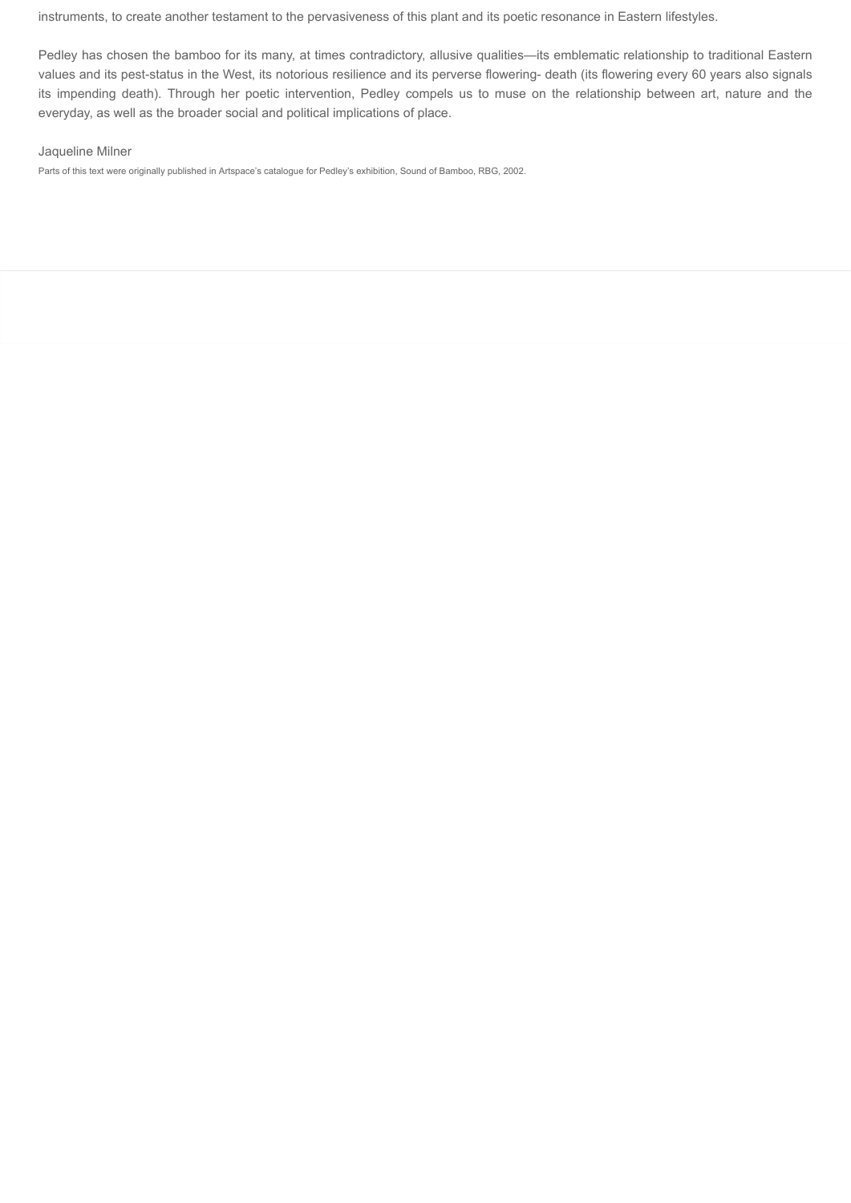instruments, to create another testament to the pervasiveness of this plant and its poetic resonance in Eastern lifestyles.

Pedley has chosen the bamboo for its many, at times contradictory, allusive qualities—its emblematic relationship to traditional Eastern values and its pest-status in the West, its notorious resilience and its perverse flowering- death (its flowering every 60 years also signals its impending death). Through her poetic intervention, Pedley compels us to muse on the relationship between art, nature and the everyday, as well as the broader social and political implications of place.

Jaqueline Milner

Parts of this text were originally published in Artspace's catalogue for Pedley's exhibition, Sound of Bamboo, RBG, 2002.